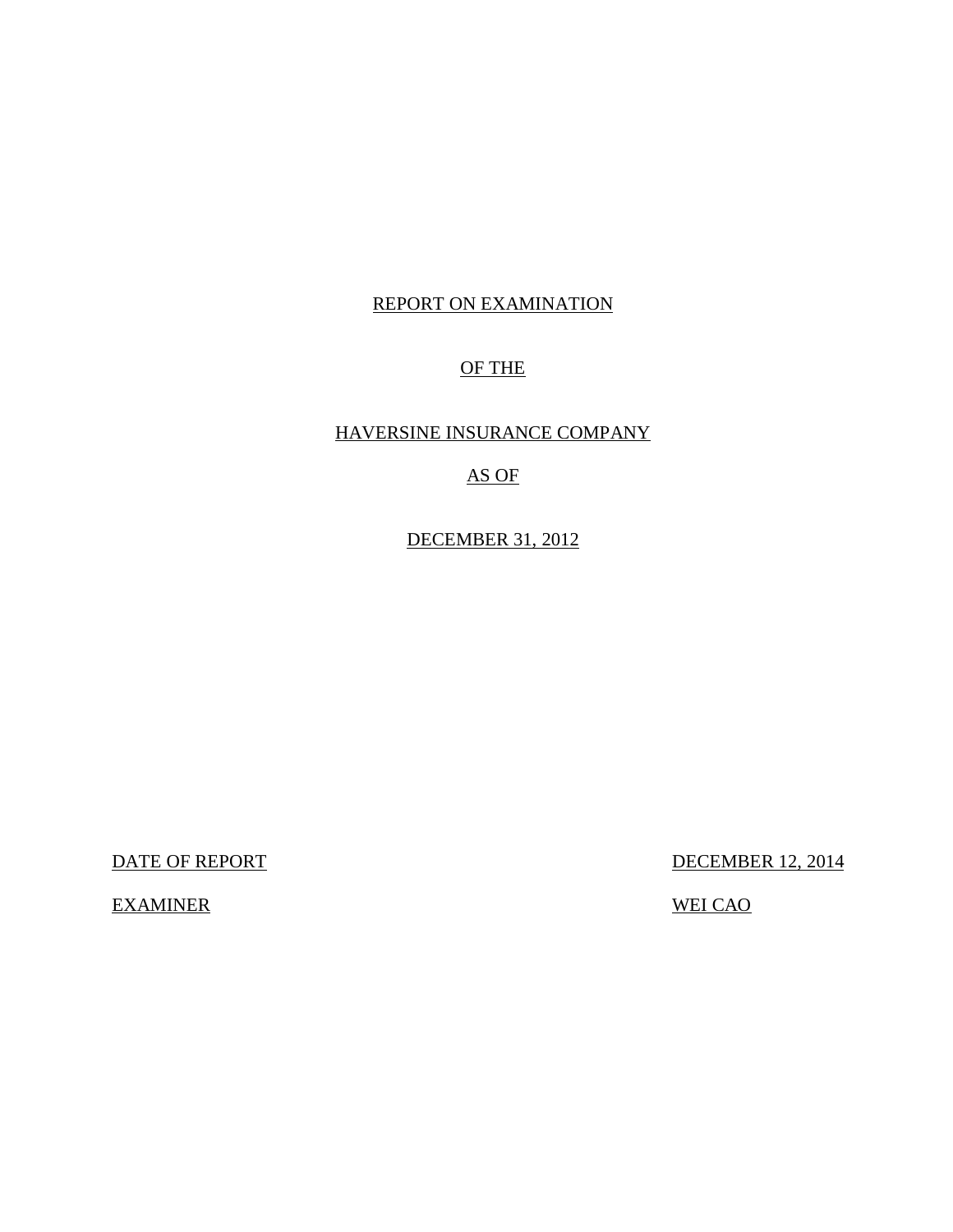# REPORT ON EXAMINATION

# OF THE

# HAVERSINE INSURANCE COMPANY

# AS OF

# DECEMBER 31, 2012

| | |
|---|---|
| DATE OF REPORT | DECEMBER 12, 2014 |
| EXAMINER | WEI CAO |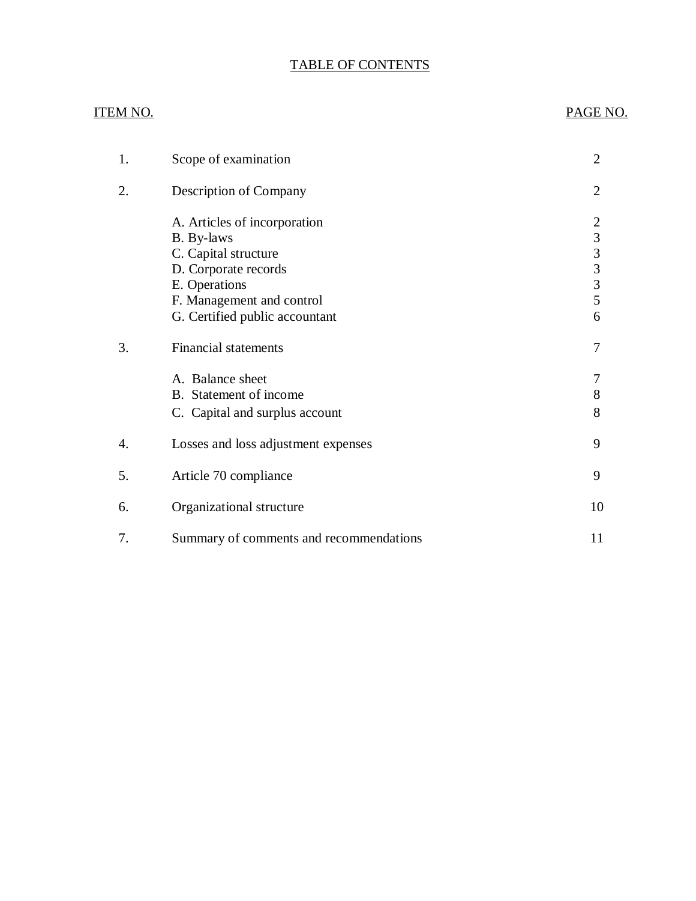# TABLE OF CONTENTS

| ITEM NO. | | PAGE NO. |
|---|---|---|
| 1. | Scope of examination | 2 |
| 2. | Description of Company | 2 |
| | A. Articles of incorporation | 2 |
| | B. By-laws | 3 |
| | C. Capital structure | 3 |
| | D. Corporate records | 3 |
| | E. Operations | 3 |
| | F. Management and control | 5 |
| | G. Certified public accountant | 6 |
| 3. | Financial statements | 7 |
| | A. Balance sheet | 7 |
| | B. Statement of income | 8 |
| | C. Capital and surplus account | 8 |
| 4. | Losses and loss adjustment expenses | 9 |
| 5. | Article 70 compliance | 9 |
| 6. | Organizational structure | 10 |
| 7. | Summary of comments and recommendations | 11 |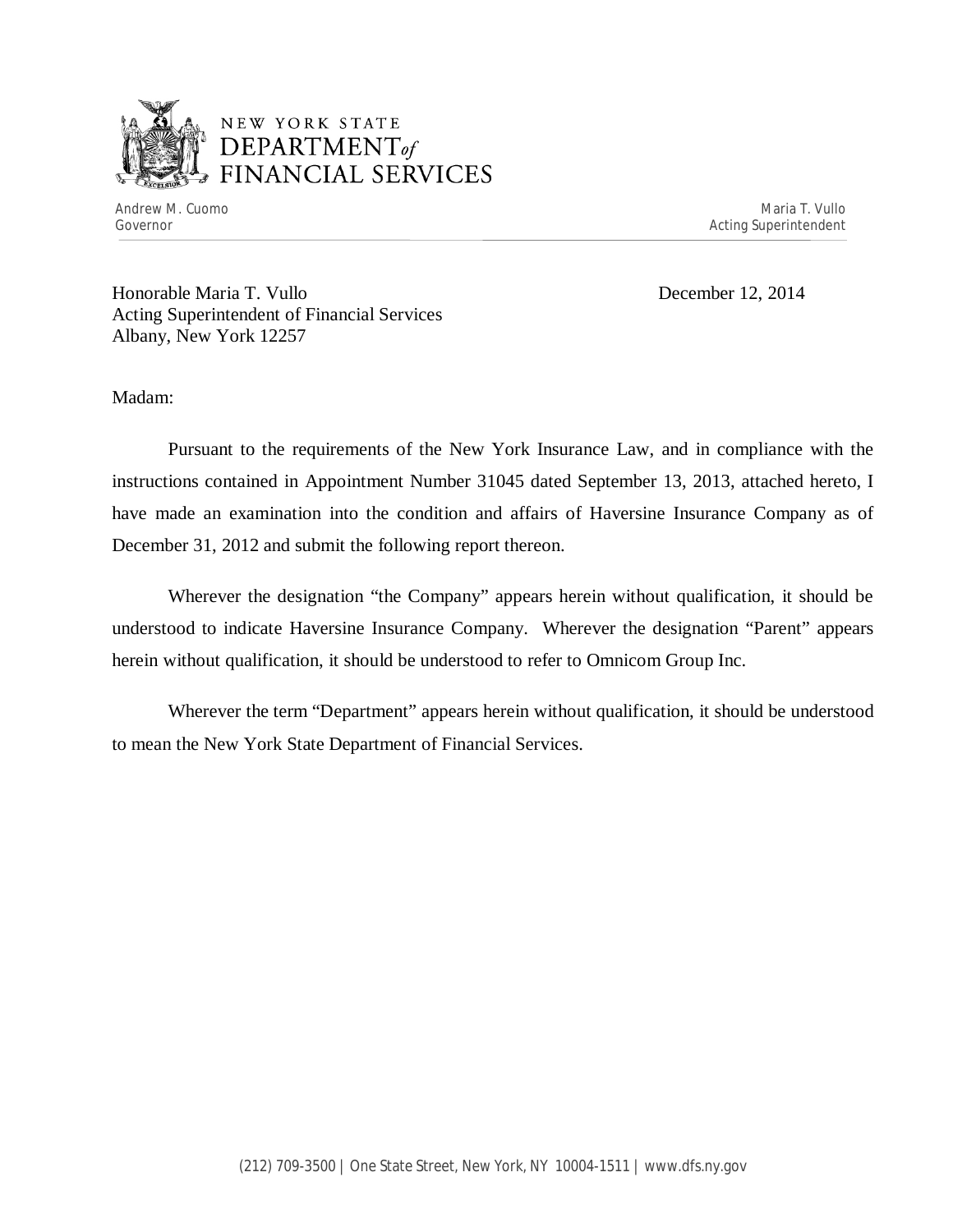NEW YORK STATE
DEPARTMENT *of*
FINANCIAL SERVICES

Andrew M. Cuomo
Governor

Maria T. Vullo
Acting Superintendent

Honorable Maria T. Vullo
Acting Superintendent of Financial Services
Albany, New York 12257

December 12, 2014

Madam:

Pursuant to the requirements of the New York Insurance Law, and in compliance with the instructions contained in Appointment Number 31045 dated September 13, 2013, attached hereto, I have made an examination into the condition and affairs of Haversine Insurance Company as of December 31, 2012 and submit the following report thereon.

Wherever the designation "the Company" appears herein without qualification, it should be understood to indicate Haversine Insurance Company. Wherever the designation "Parent" appears herein without qualification, it should be understood to refer to Omnicom Group Inc.

Wherever the term "Department" appears herein without qualification, it should be understood to mean the New York State Department of Financial Services.

(212) 709-3500 | One State Street, New York, NY 10004-1511 | www.dfs.ny.gov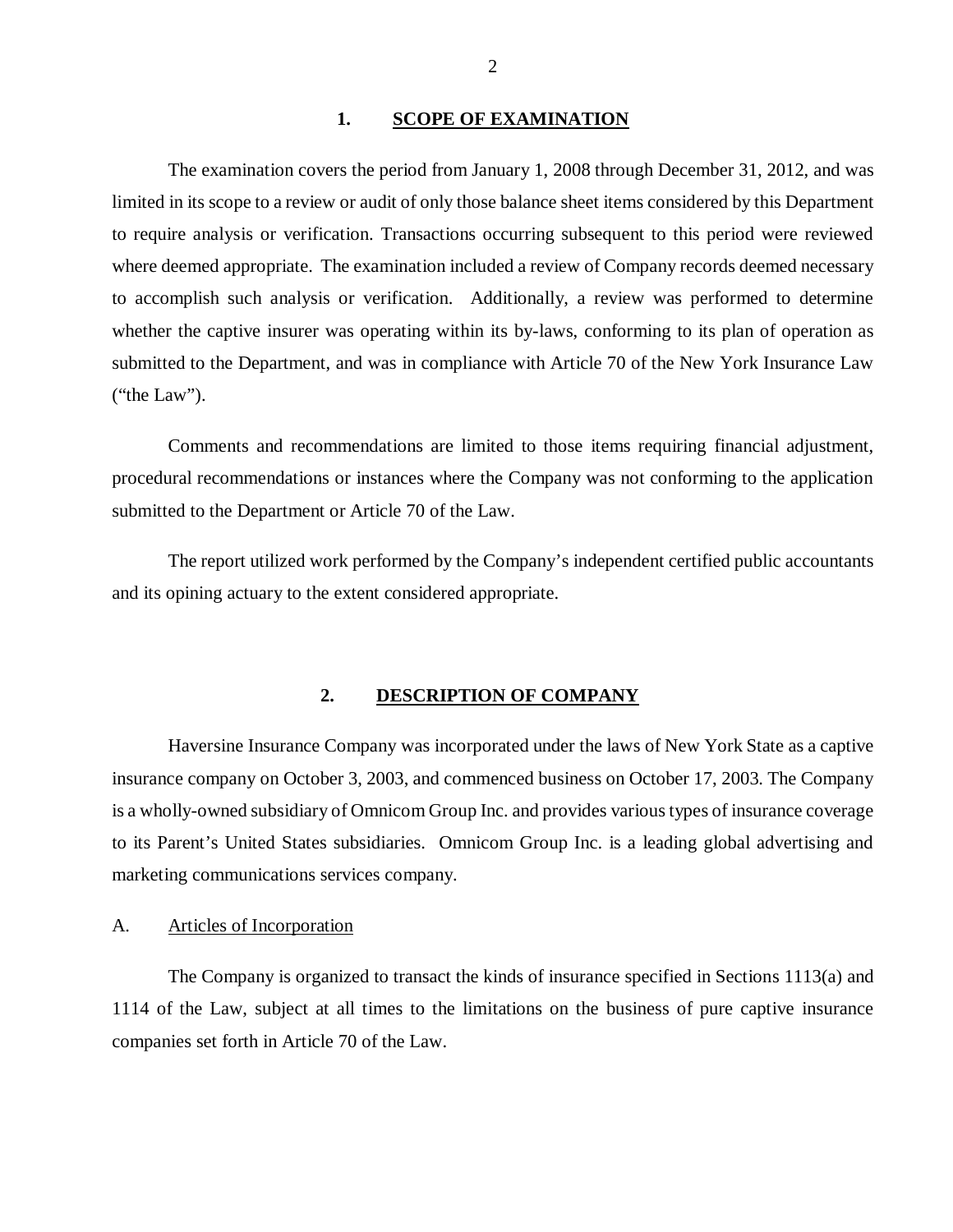## 1. SCOPE OF EXAMINATION

The examination covers the period from January 1, 2008 through December 31, 2012, and was limited in its scope to a review or audit of only those balance sheet items considered by this Department to require analysis or verification. Transactions occurring subsequent to this period were reviewed where deemed appropriate. The examination included a review of Company records deemed necessary to accomplish such analysis or verification. Additionally, a review was performed to determine whether the captive insurer was operating within its by-laws, conforming to its plan of operation as submitted to the Department, and was in compliance with Article 70 of the New York Insurance Law ("the Law").

Comments and recommendations are limited to those items requiring financial adjustment, procedural recommendations or instances where the Company was not conforming to the application submitted to the Department or Article 70 of the Law.

The report utilized work performed by the Company's independent certified public accountants and its opining actuary to the extent considered appropriate.

## 2. DESCRIPTION OF COMPANY

Haversine Insurance Company was incorporated under the laws of New York State as a captive insurance company on October 3, 2003, and commenced business on October 17, 2003. The Company is a wholly-owned subsidiary of Omnicom Group Inc. and provides various types of insurance coverage to its Parent's United States subsidiaries. Omnicom Group Inc. is a leading global advertising and marketing communications services company.

### A. Articles of Incorporation

The Company is organized to transact the kinds of insurance specified in Sections 1113(a) and 1114 of the Law, subject at all times to the limitations on the business of pure captive insurance companies set forth in Article 70 of the Law.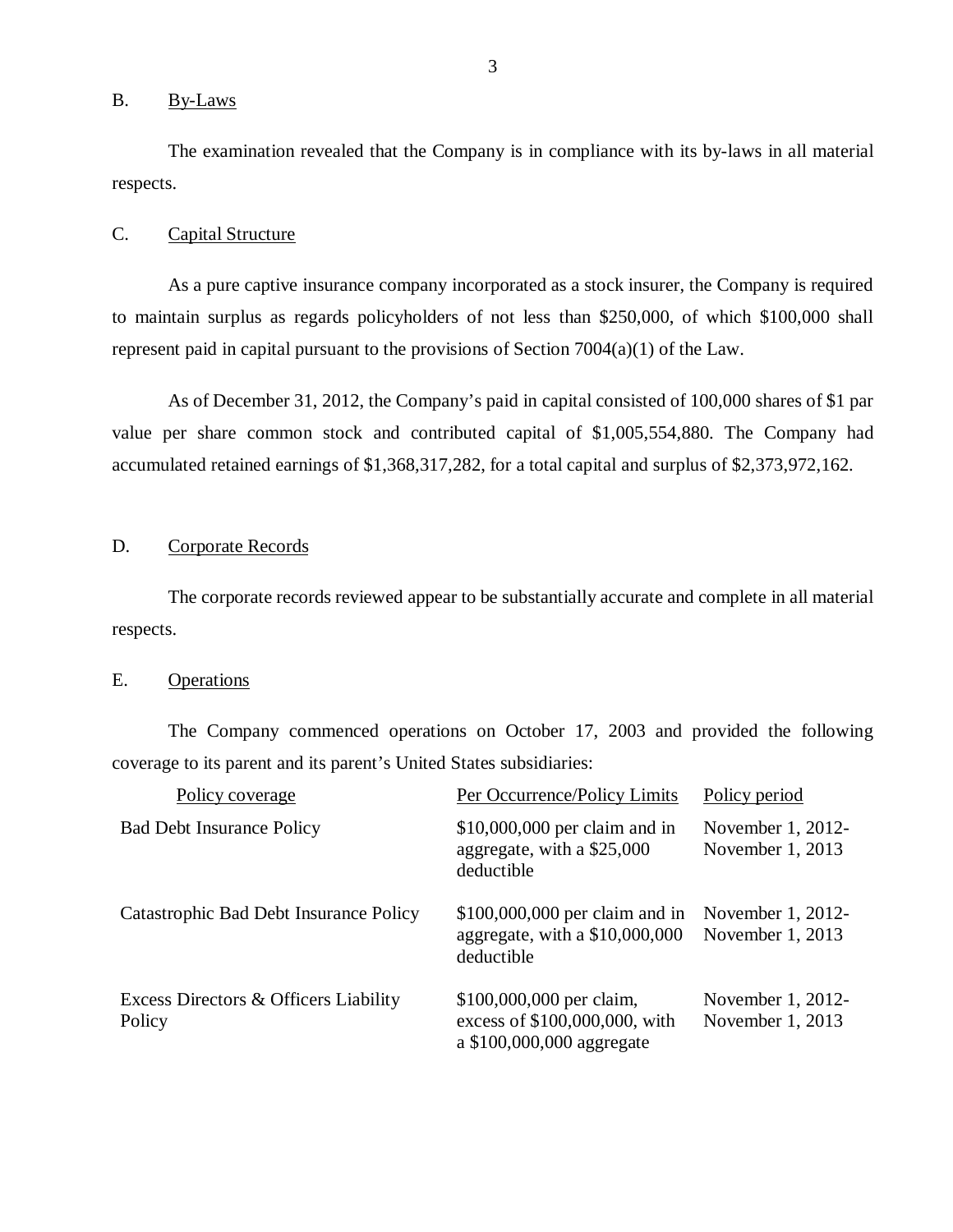## B. By-Laws

The examination revealed that the Company is in compliance with its by-laws in all material respects.

## C. Capital Structure

As a pure captive insurance company incorporated as a stock insurer, the Company is required to maintain surplus as regards policyholders of not less than $250,000, of which $100,000 shall represent paid in capital pursuant to the provisions of Section 7004(a)(1) of the Law.

As of December 31, 2012, the Company's paid in capital consisted of 100,000 shares of $1 par value per share common stock and contributed capital of $1,005,554,880. The Company had accumulated retained earnings of $1,368,317,282, for a total capital and surplus of $2,373,972,162.

## D. Corporate Records

The corporate records reviewed appear to be substantially accurate and complete in all material respects.

## E. Operations

The Company commenced operations on October 17, 2003 and provided the following coverage to its parent and its parent's United States subsidiaries:

| Policy coverage | Per Occurrence/Policy Limits | Policy period |
|---|---|---|
| Bad Debt Insurance Policy | $10,000,000 per claim and in aggregate, with a $25,000 deductible | November 1, 2012- November 1, 2013 |
| Catastrophic Bad Debt Insurance Policy | $100,000,000 per claim and in aggregate, with a $10,000,000 deductible | November 1, 2012- November 1, 2013 |
| Excess Directors & Officers Liability Policy | $100,000,000 per claim, excess of $100,000,000, with a $100,000,000 aggregate | November 1, 2012- November 1, 2013 |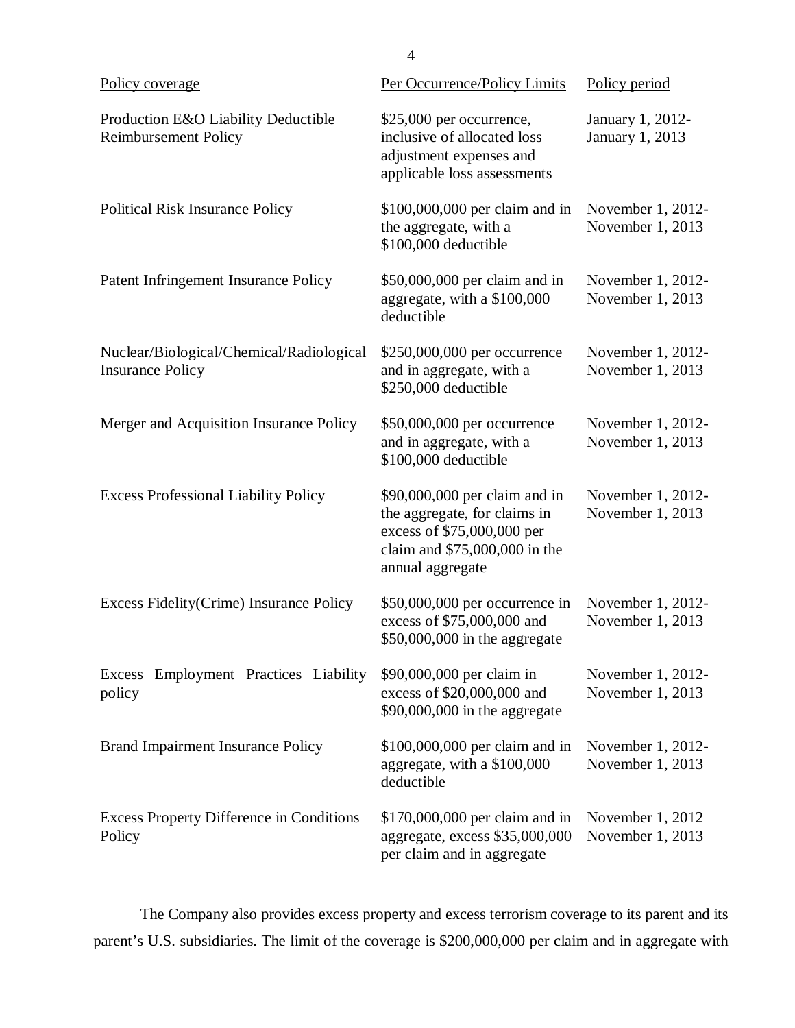| Policy coverage | Per Occurrence/Policy Limits | Policy period |
| --- | --- | --- |
| Production E&O Liability Deductible Reimbursement Policy | $25,000 per occurrence, inclusive of allocated loss adjustment expenses and applicable loss assessments | January 1, 2012-January 1, 2013 |
| Political Risk Insurance Policy | $100,000,000 per claim and in the aggregate, with a $100,000 deductible | November 1, 2012-November 1, 2013 |
| Patent Infringement Insurance Policy | $50,000,000 per claim and in aggregate, with a $100,000 deductible | November 1, 2012-November 1, 2013 |
| Nuclear/Biological/Chemical/Radiological Insurance Policy | $250,000,000 per occurrence and in aggregate, with a $250,000 deductible | November 1, 2012-November 1, 2013 |
| Merger and Acquisition Insurance Policy | $50,000,000 per occurrence and in aggregate, with a $100,000 deductible | November 1, 2012-November 1, 2013 |
| Excess Professional Liability Policy | $90,000,000 per claim and in the aggregate, for claims in excess of $75,000,000 per claim and $75,000,000 in the annual aggregate | November 1, 2012-November 1, 2013 |
| Excess Fidelity(Crime) Insurance Policy | $50,000,000 per occurrence in excess of $75,000,000 and $50,000,000 in the aggregate | November 1, 2012-November 1, 2013 |
| Excess Employment Practices Liability policy | $90,000,000 per claim in excess of $20,000,000 and $90,000,000 in the aggregate | November 1, 2012-November 1, 2013 |
| Brand Impairment Insurance Policy | $100,000,000 per claim and in aggregate, with a $100,000 deductible | November 1, 2012-November 1, 2013 |
| Excess Property Difference in Conditions Policy | $170,000,000 per claim and in aggregate, excess $35,000,000 per claim and in aggregate | November 1, 2012 November 1, 2013 |

The Company also provides excess property and excess terrorism coverage to its parent and its parent's U.S. subsidiaries. The limit of the coverage is $200,000,000 per claim and in aggregate with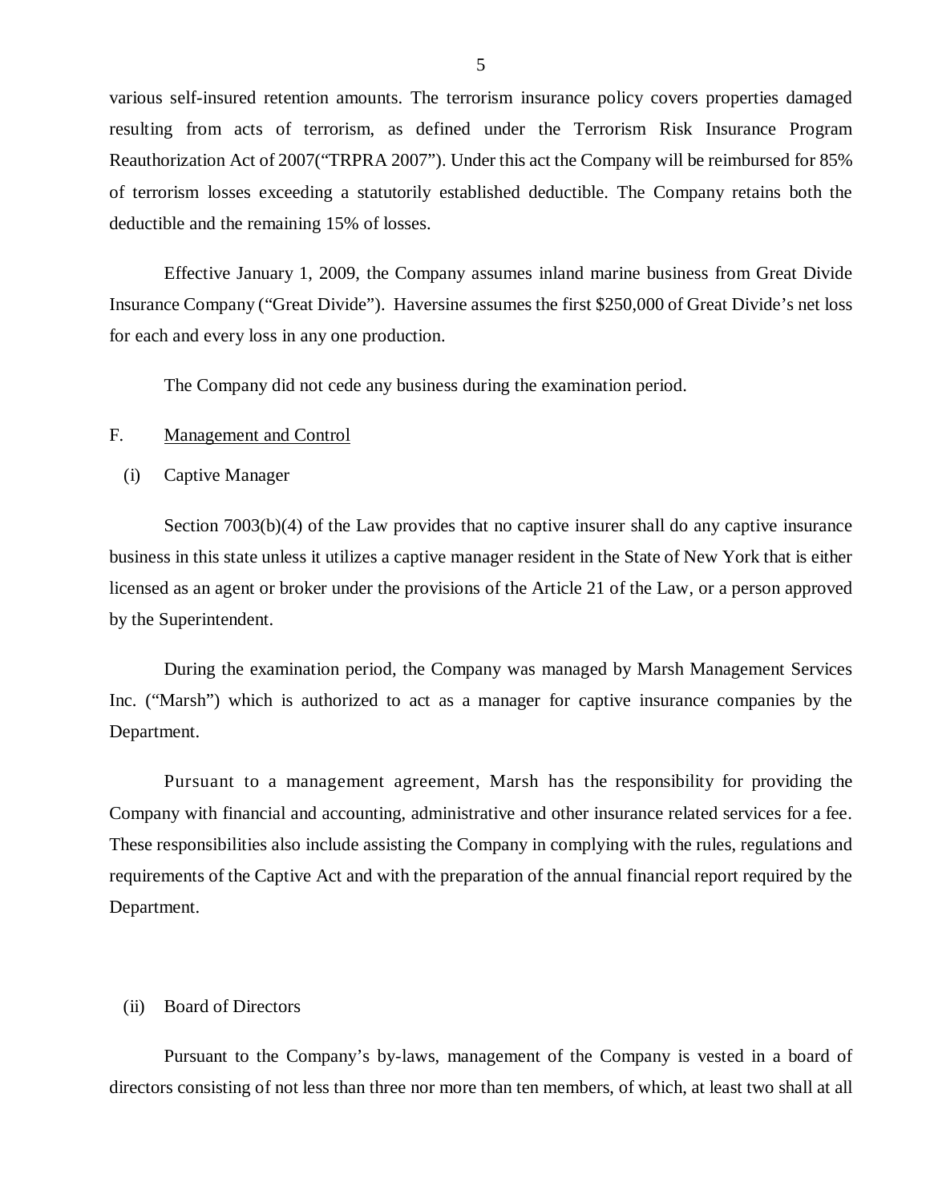various self-insured retention amounts. The terrorism insurance policy covers properties damaged resulting from acts of terrorism, as defined under the Terrorism Risk Insurance Program Reauthorization Act of 2007("TRPRA 2007"). Under this act the Company will be reimbursed for 85% of terrorism losses exceeding a statutorily established deductible. The Company retains both the deductible and the remaining 15% of losses.

Effective January 1, 2009, the Company assumes inland marine business from Great Divide Insurance Company ("Great Divide"). Haversine assumes the first $250,000 of Great Divide's net loss for each and every loss in any one production.

The Company did not cede any business during the examination period.

F. Management and Control

(i) Captive Manager

Section 7003(b)(4) of the Law provides that no captive insurer shall do any captive insurance business in this state unless it utilizes a captive manager resident in the State of New York that is either licensed as an agent or broker under the provisions of the Article 21 of the Law, or a person approved by the Superintendent.

During the examination period, the Company was managed by Marsh Management Services Inc. ("Marsh") which is authorized to act as a manager for captive insurance companies by the Department.

Pursuant to a management agreement, Marsh has the responsibility for providing the Company with financial and accounting, administrative and other insurance related services for a fee. These responsibilities also include assisting the Company in complying with the rules, regulations and requirements of the Captive Act and with the preparation of the annual financial report required by the Department.

(ii) Board of Directors

Pursuant to the Company's by-laws, management of the Company is vested in a board of directors consisting of not less than three nor more than ten members, of which, at least two shall at all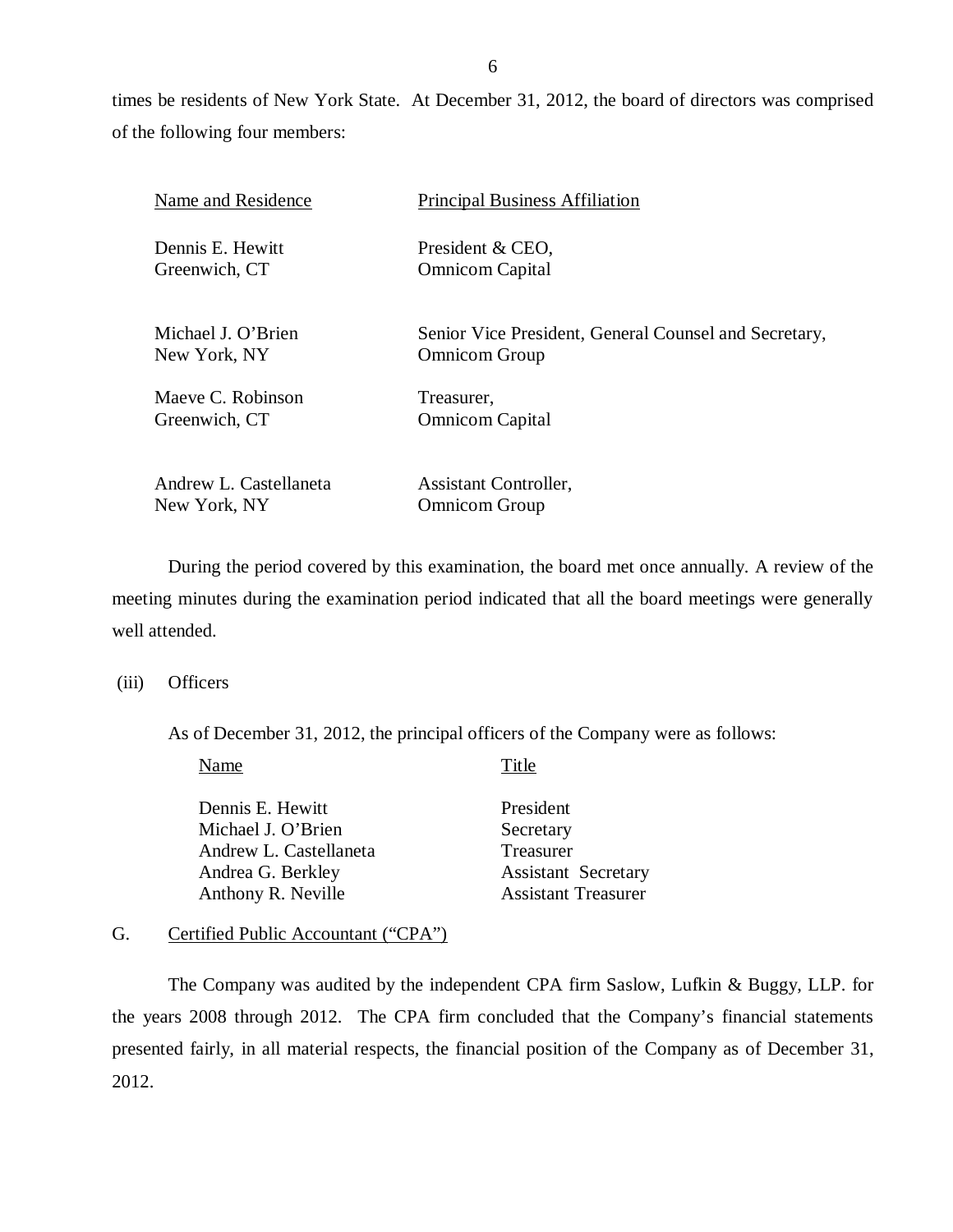times be residents of New York State. At December 31, 2012, the board of directors was comprised of the following four members:

| Name and Residence | Principal Business Affiliation |
|---|---|
| Dennis E. Hewitt<br>Greenwich, CT | President & CEO,<br>Omnicom Capital |
| Michael J. O'Brien<br>New York, NY | Senior Vice President, General Counsel and Secretary,<br>Omnicom Group |
| Maeve C. Robinson<br>Greenwich, CT | Treasurer,<br>Omnicom Capital |
| Andrew L. Castellaneta<br>New York, NY | Assistant Controller,<br>Omnicom Group |

During the period covered by this examination, the board met once annually. A review of the meeting minutes during the examination period indicated that all the board meetings were generally well attended.

(iii) Officers

As of December 31, 2012, the principal officers of the Company were as follows:

| Name | Title |
|---|---|
| Dennis E. Hewitt | President |
| Michael J. O'Brien | Secretary |
| Andrew L. Castellaneta | Treasurer |
| Andrea G. Berkley | Assistant Secretary |
| Anthony R. Neville | Assistant Treasurer |

## G. Certified Public Accountant ("CPA")

The Company was audited by the independent CPA firm Saslow, Lufkin & Buggy, LLP. for the years 2008 through 2012. The CPA firm concluded that the Company's financial statements presented fairly, in all material respects, the financial position of the Company as of December 31, 2012.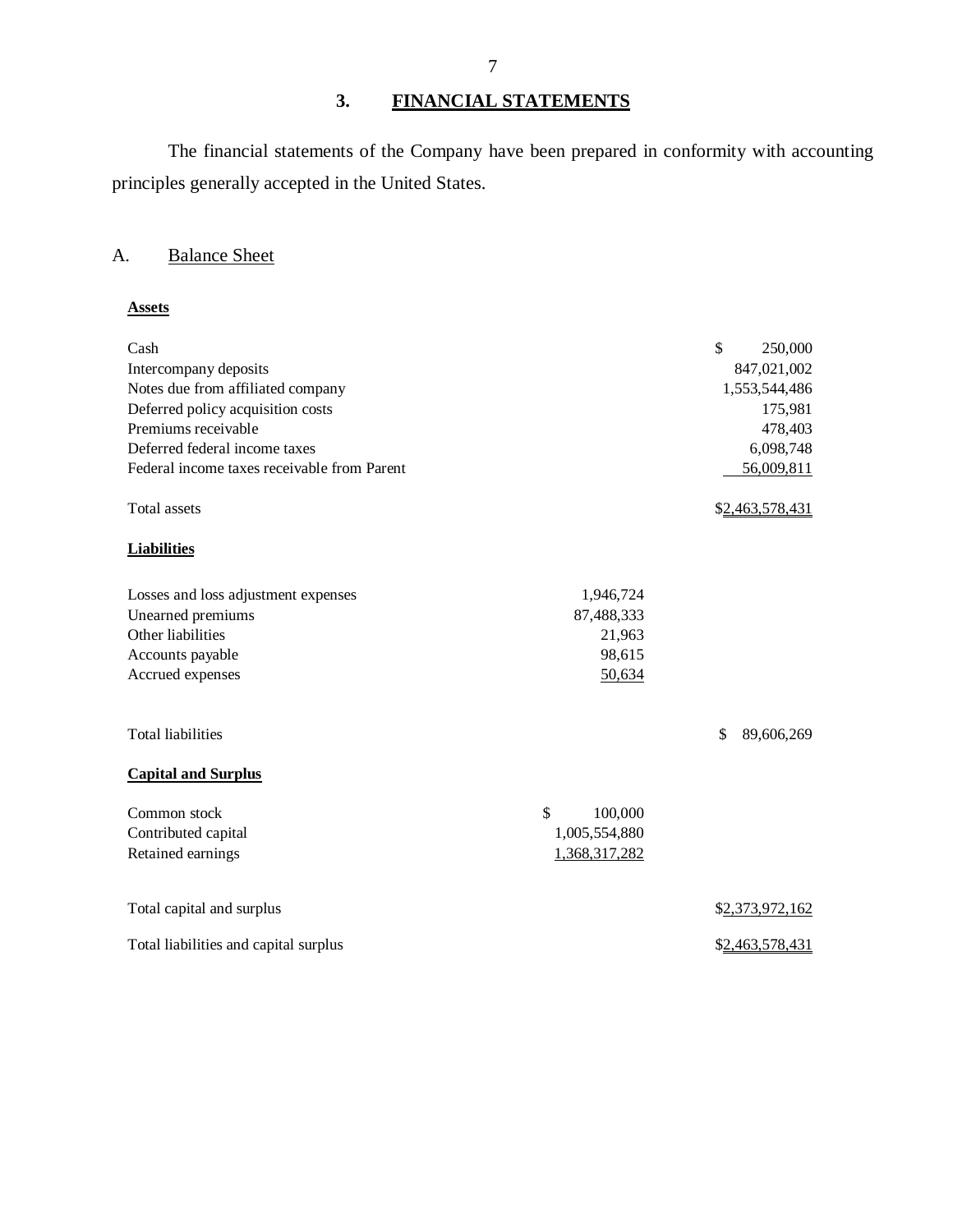## 3. FINANCIAL STATEMENTS

The financial statements of the Company have been prepared in conformity with accounting principles generally accepted in the United States.

### A. Balance Sheet

| | | |
|---|---|---|
| **Assets** | | |
| Cash | | $ 250,000 |
| Intercompany deposits | | 847,021,002 |
| Notes due from affiliated company | | 1,553,544,486 |
| Deferred policy acquisition costs | | 175,981 |
| Premiums receivable | | 478,403 |
| Deferred federal income taxes | | 6,098,748 |
| Federal income taxes receivable from Parent | | 56,009,811 |
| Total assets | | $2,463,578,431 |
| **Liabilities** | | |
| Losses and loss adjustment expenses | 1,946,724 | |
| Unearned premiums | 87,488,333 | |
| Other liabilities | 21,963 | |
| Accounts payable | 98,615 | |
| Accrued expenses | 50,634 | |
| Total liabilities | | $ 89,606,269 |
| **Capital and Surplus** | | |
| Common stock | $ 100,000 | |
| Contributed capital | 1,005,554,880 | |
| Retained earnings | 1,368,317,282 | |
| Total capital and surplus | | $2,373,972,162 |
| Total liabilities and capital surplus | | $2,463,578,431 |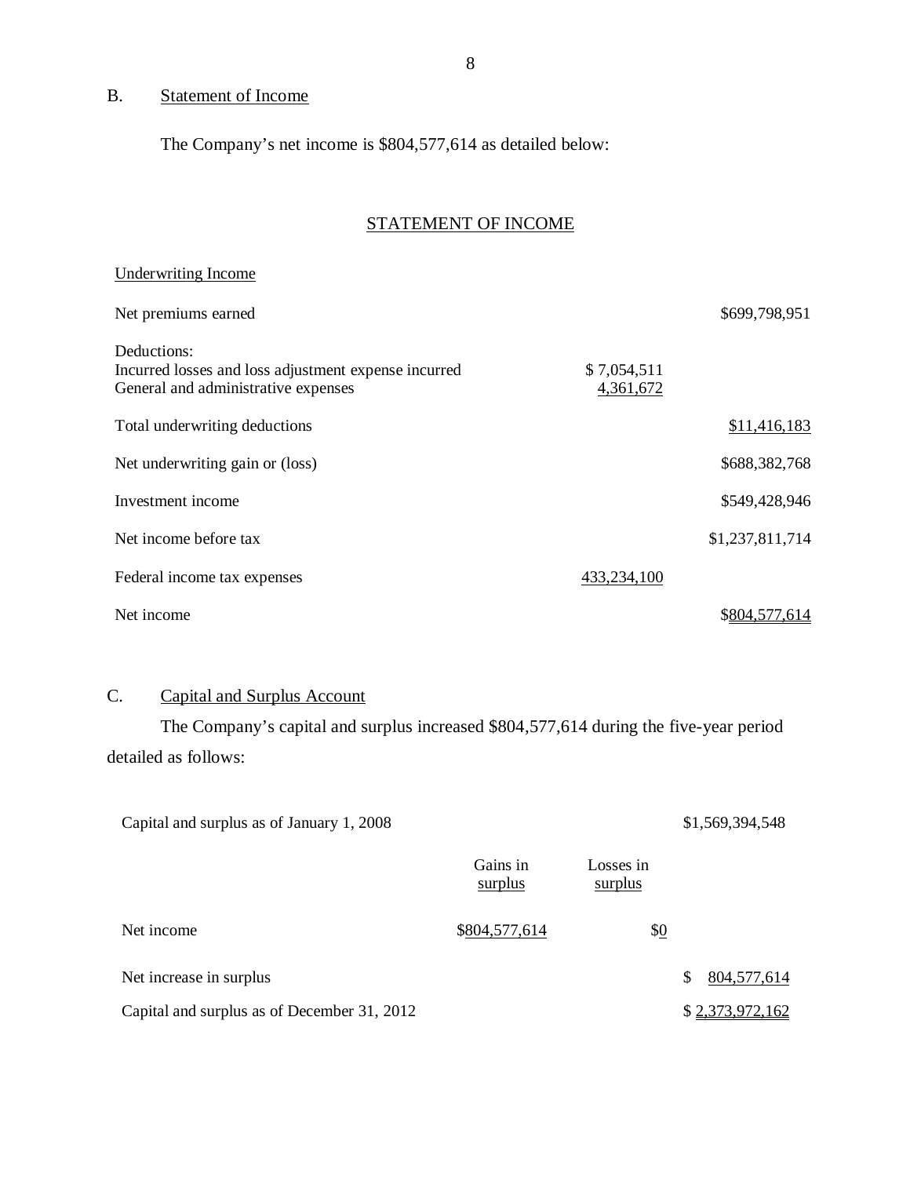## B. Statement of Income

The Company's net income is $804,577,614 as detailed below:

### STATEMENT OF INCOME

| | | |
|---|---|---|
| Underwriting Income | | |
| Net premiums earned | | $699,798,951 |
| Deductions: | | |
| Incurred losses and loss adjustment expense incurred | $ 7,054,511 | |
| General and administrative expenses | 4,361,672 | |
| Total underwriting deductions | | $11,416,183 |
| Net underwriting gain or (loss) | | $688,382,768 |
| Investment income | | $549,428,946 |
| Net income before tax | | $1,237,811,714 |
| Federal income tax expenses | 433,234,100 | |
| Net income | | $804,577,614 |

## C. Capital and Surplus Account

The Company's capital and surplus increased $804,577,614 during the five-year period detailed as follows:

| | Gains in surplus | Losses in surplus | |
|---|---|---|---|
| Capital and surplus as of January 1, 2008 | | | $1,569,394,548 |
| Net income | $804,577,614 | $0 | |
| Net increase in surplus | | | $ 804,577,614 |
| Capital and surplus as of December 31, 2012 | | | $ 2,373,972,162 |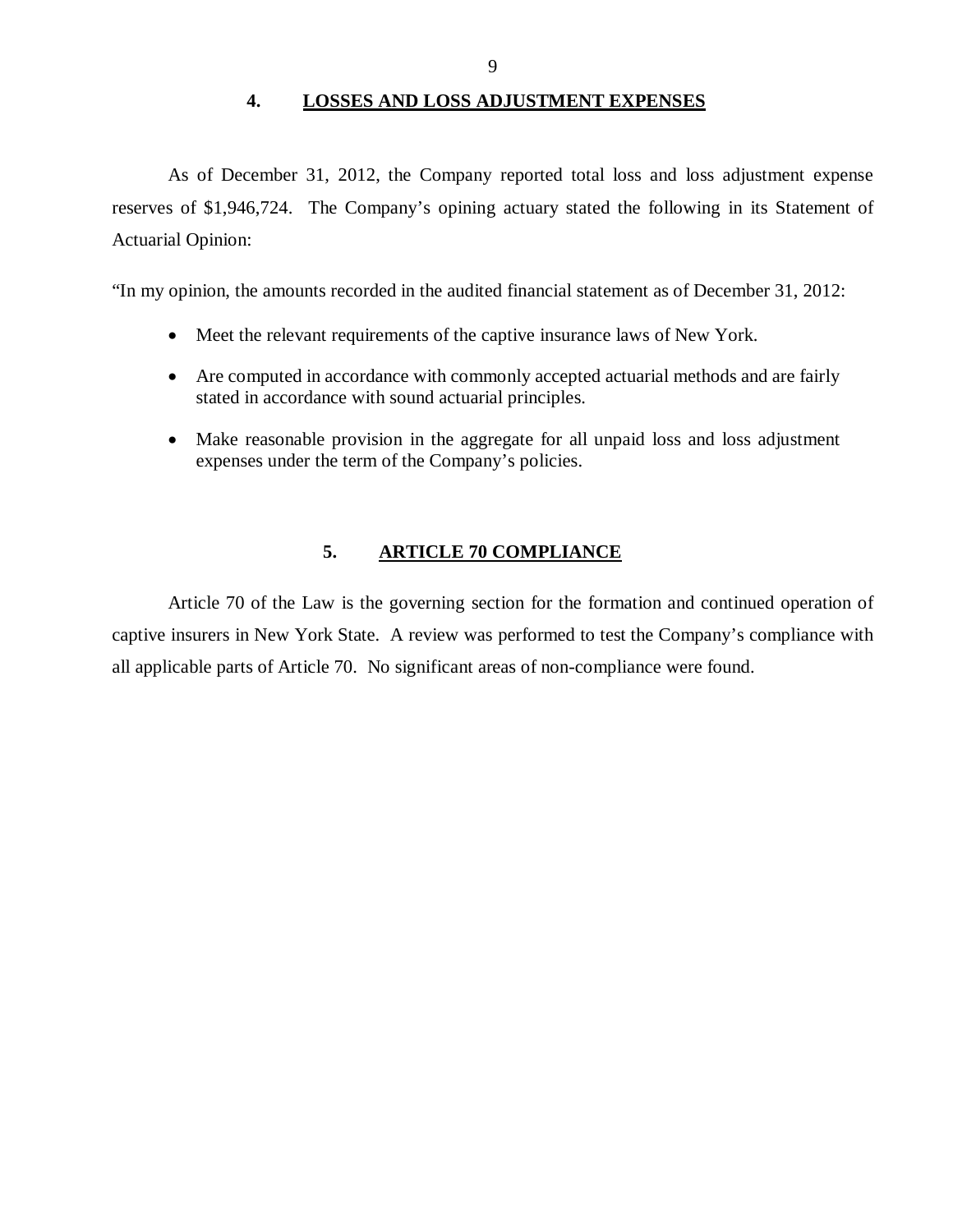## 4. LOSSES AND LOSS ADJUSTMENT EXPENSES

As of December 31, 2012, the Company reported total loss and loss adjustment expense reserves of $1,946,724. The Company's opining actuary stated the following in its Statement of Actuarial Opinion:

"In my opinion, the amounts recorded in the audited financial statement as of December 31, 2012:

- Meet the relevant requirements of the captive insurance laws of New York.
- Are computed in accordance with commonly accepted actuarial methods and are fairly stated in accordance with sound actuarial principles.
- Make reasonable provision in the aggregate for all unpaid loss and loss adjustment expenses under the term of the Company's policies.

## 5. ARTICLE 70 COMPLIANCE

Article 70 of the Law is the governing section for the formation and continued operation of captive insurers in New York State. A review was performed to test the Company's compliance with all applicable parts of Article 70. No significant areas of non-compliance were found.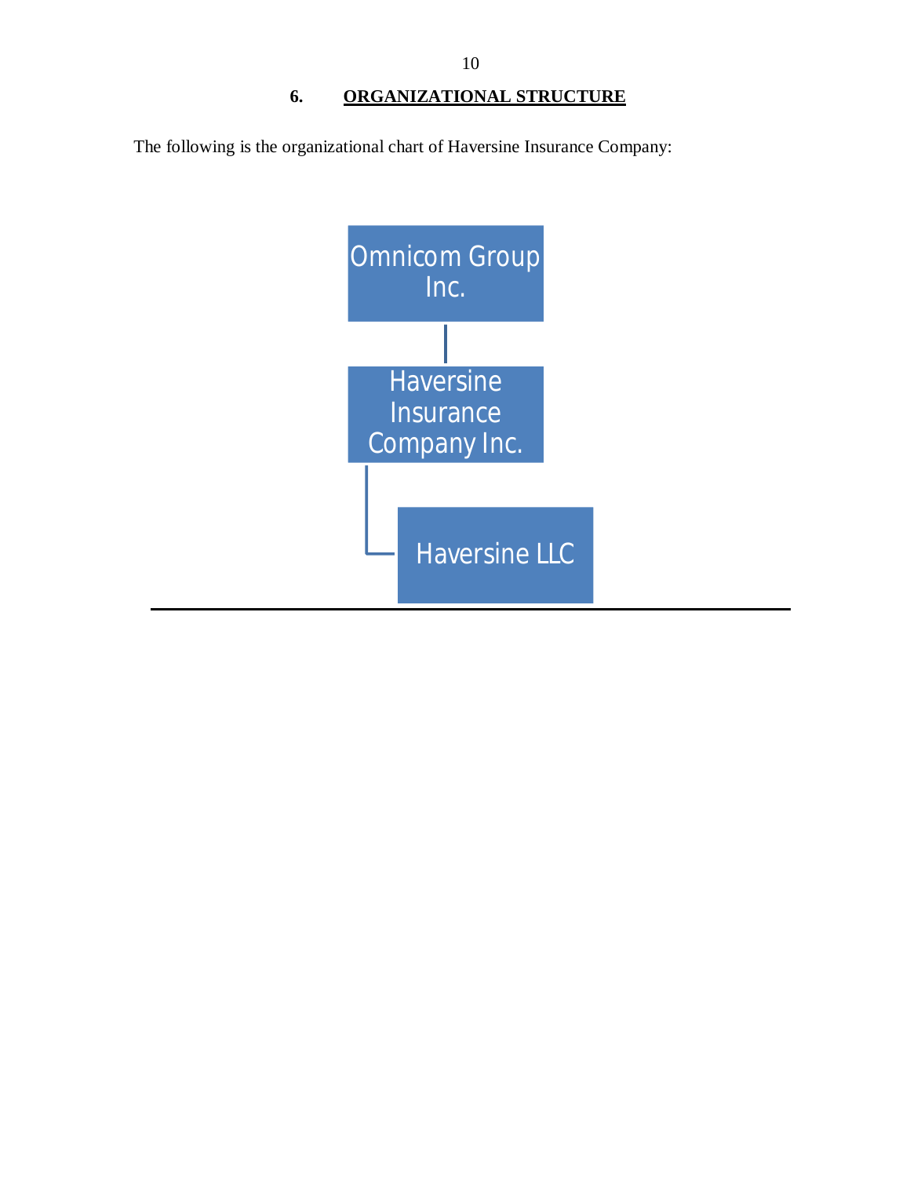## 6. ORGANIZATIONAL STRUCTURE

The following is the organizational chart of Haversine Insurance Company:

- Omnicom Group Inc.
  - Haversine Insurance Company Inc.
    - Haversine LLC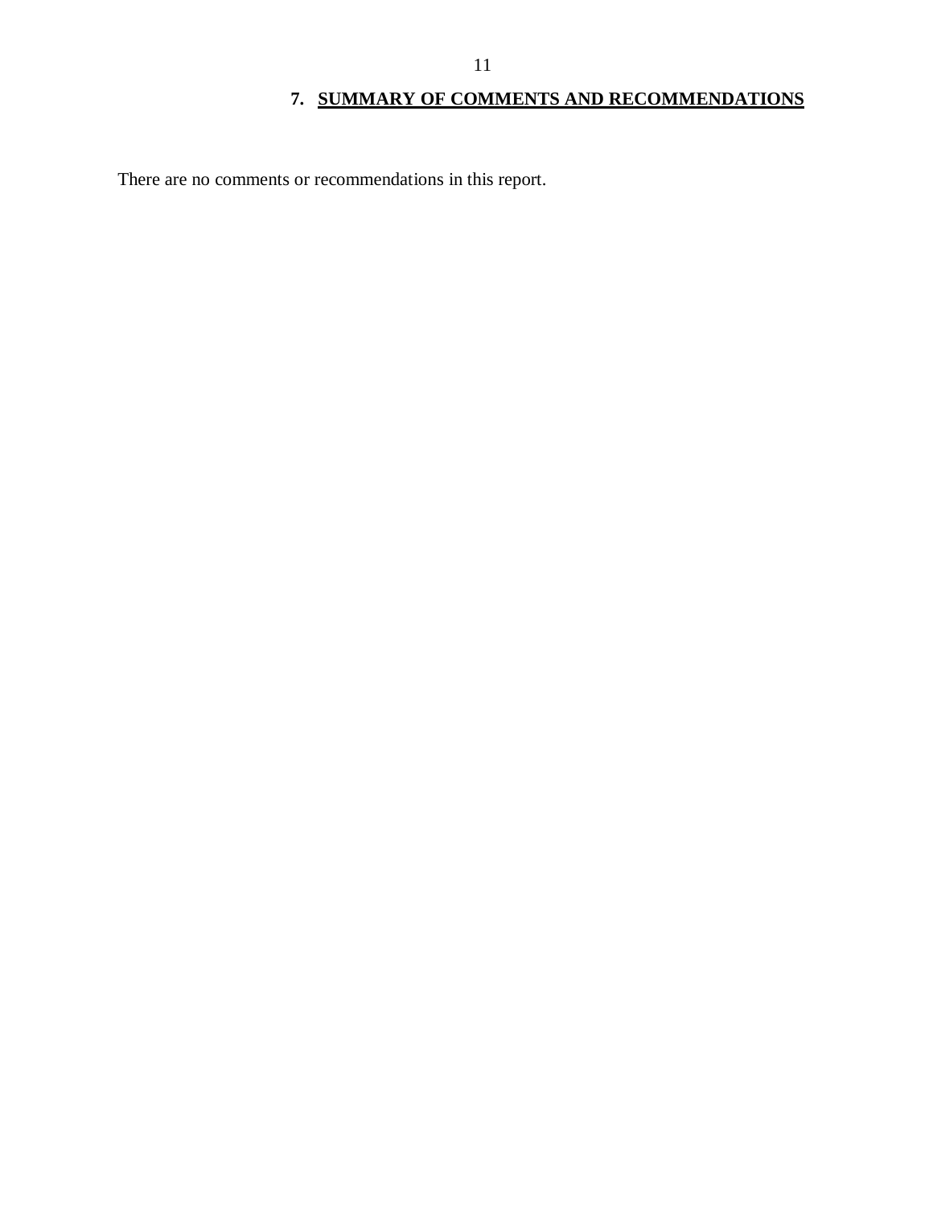## 7. SUMMARY OF COMMENTS AND RECOMMENDATIONS

There are no comments or recommendations in this report.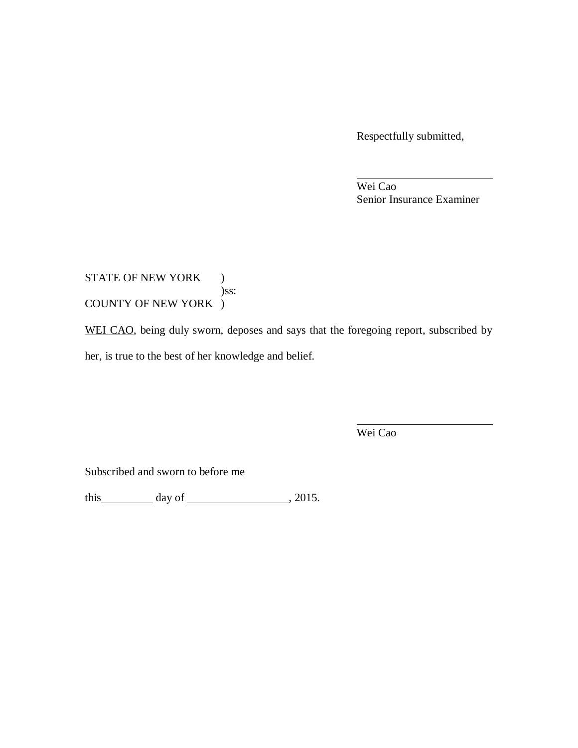Respectfully submitted,

\_\_\_\_\_\_\_\_\_\_\_\_\_\_\_\_\_\_\_\_\_\_\_\_

Wei Cao
Senior Insurance Examiner

STATE OF NEW YORK )
)ss:
COUNTY OF NEW YORK )

WEI CAO, being duly sworn, deposes and says that the foregoing report, subscribed by her, is true to the best of her knowledge and belief.

\_\_\_\_\_\_\_\_\_\_\_\_\_\_\_\_\_\_\_\_\_\_\_\_

Wei Cao

Subscribed and sworn to before me

this\_\_\_\_\_\_\_\_\_\_ day of \_\_\_\_\_\_\_\_\_\_\_\_\_\_\_\_\_\_, 2015.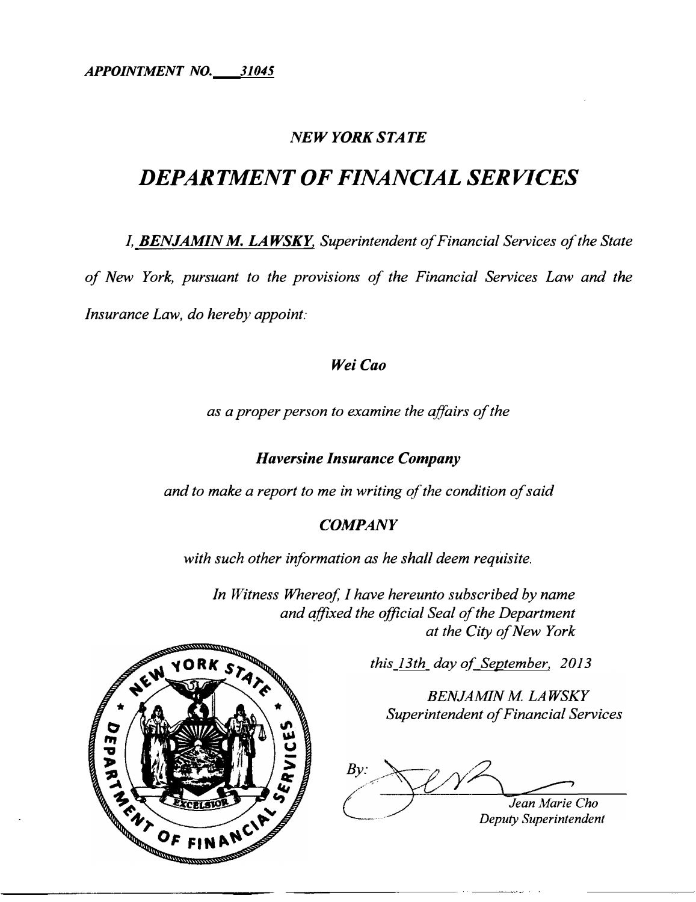*APPOINTMENT NO. 31045*

## *NEW YORK STATE*

# *DEPARTMENT OF FINANCIAL SERVICES*

*I, **BENJAMIN M. LAWSKY**, Superintendent of Financial Services of the State of New York, pursuant to the provisions of the Financial Services Law and the Insurance Law, do hereby appoint:*

***Wei Cao***

*as a proper person to examine the affairs of the*

***Haversine Insurance Company***

*and to make a report to me in writing of the condition of said*

***COMPANY***

*with such other information as he shall deem requisite.*

*In Witness Whereof, I have hereunto subscribed by name and affixed the official Seal of the Department at the City of New York*

*this 13th day of September, 2013*

*BENJAMIN M. LAWSKY*
*Superintendent of Financial Services*

*By:*

*Jean Marie Cho*
*Deputy Superintendent*